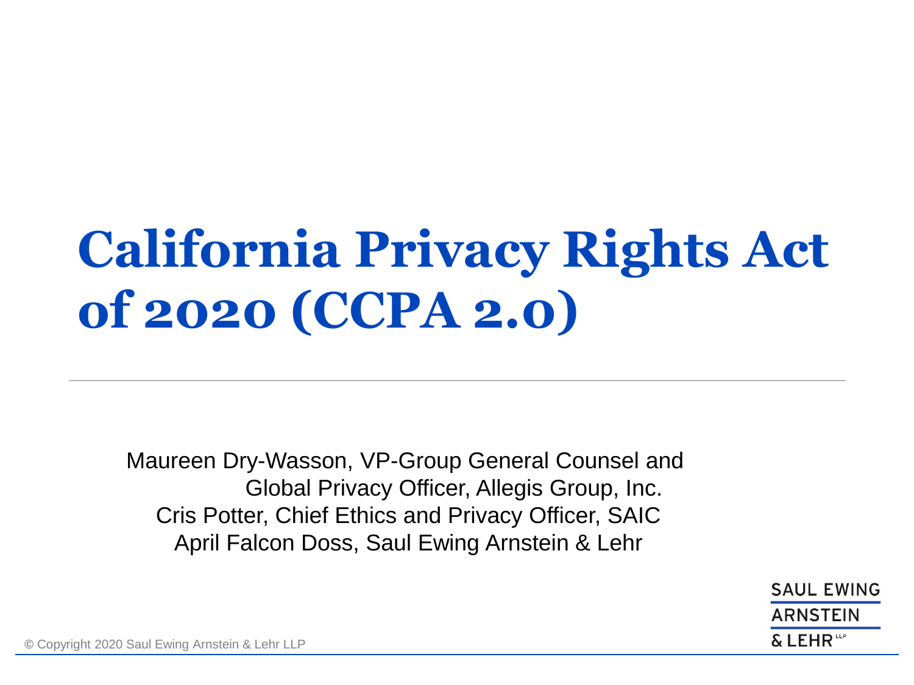# California Privacy Rights Act of 2020 (CCPA 2.0)

Maureen Dry-Wasson, VP-Group General Counsel and Global Privacy Officer, Allegis Group, Inc.

Cris Potter, Chief Ethics and Privacy Officer, SAIC

April Falcon Doss, Saul Ewing Arnstein & Lehr

SAUL EWING ARNSTEIN & LEHR LLP

© Copyright 2020 Saul Ewing Arnstein & Lehr LLP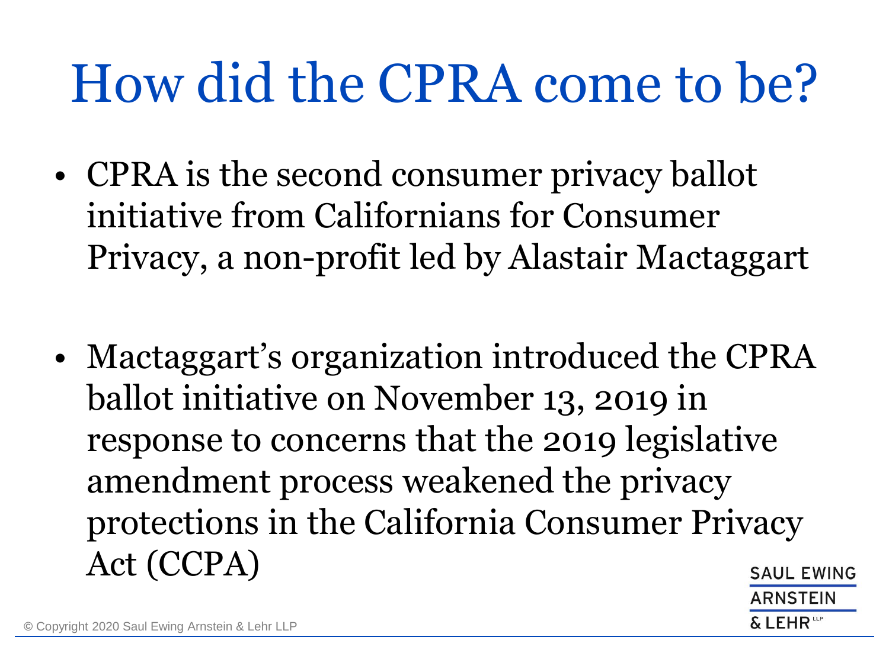# How did the CPRA come to be?

- CPRA is the second consumer privacy ballot initiative from Californians for Consumer Privacy, a non-profit led by Alastair Mactaggart

- Mactaggart's organization introduced the CPRA ballot initiative on November 13, 2019 in response to concerns that the 2019 legislative amendment process weakened the privacy protections in the California Consumer Privacy Act (CCPA)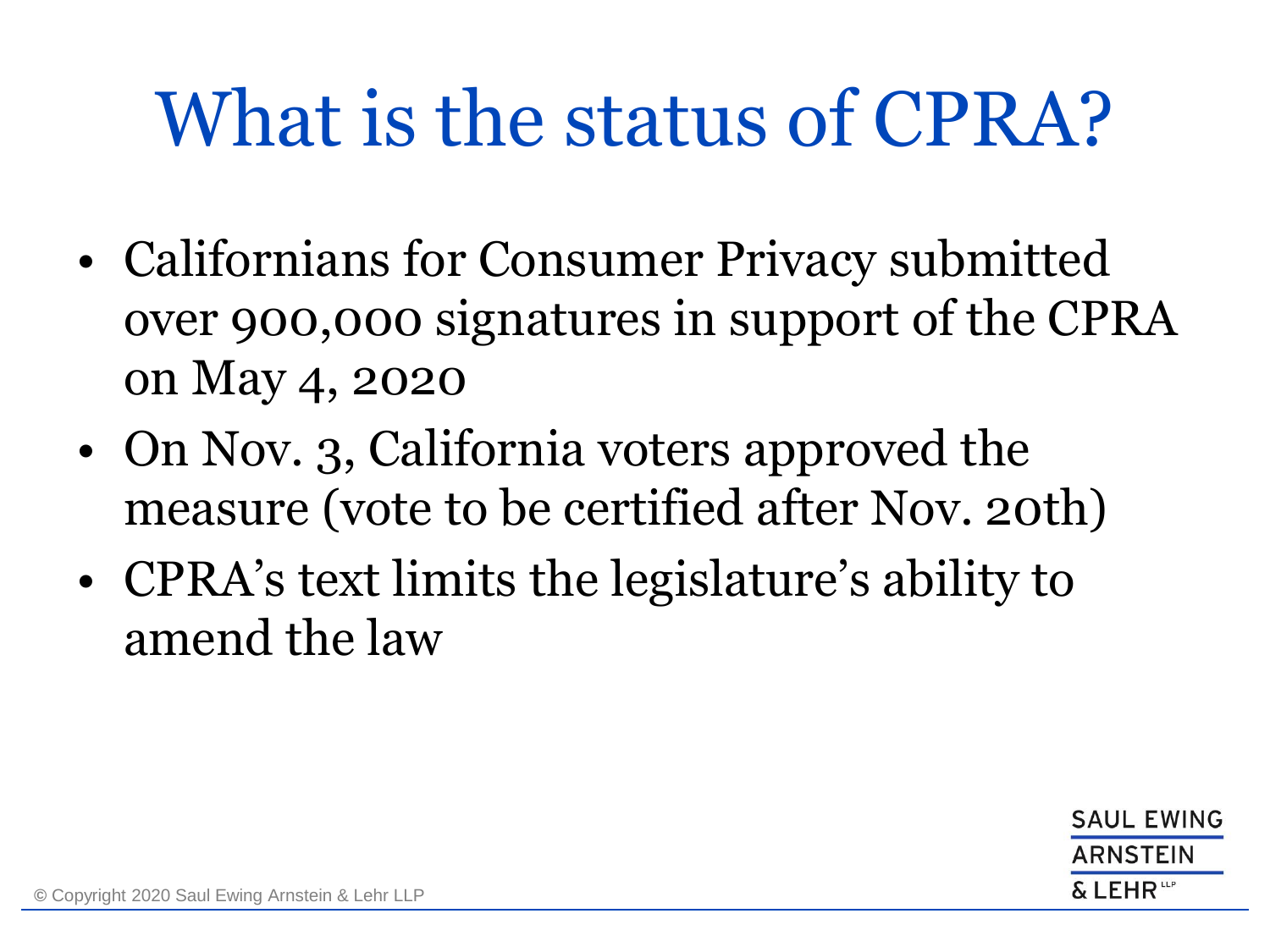# What is the status of CPRA?

- Californians for Consumer Privacy submitted over 900,000 signatures in support of the CPRA on May 4, 2020
- On Nov. 3, California voters approved the measure (vote to be certified after Nov. 20th)
- CPRA's text limits the legislature's ability to amend the law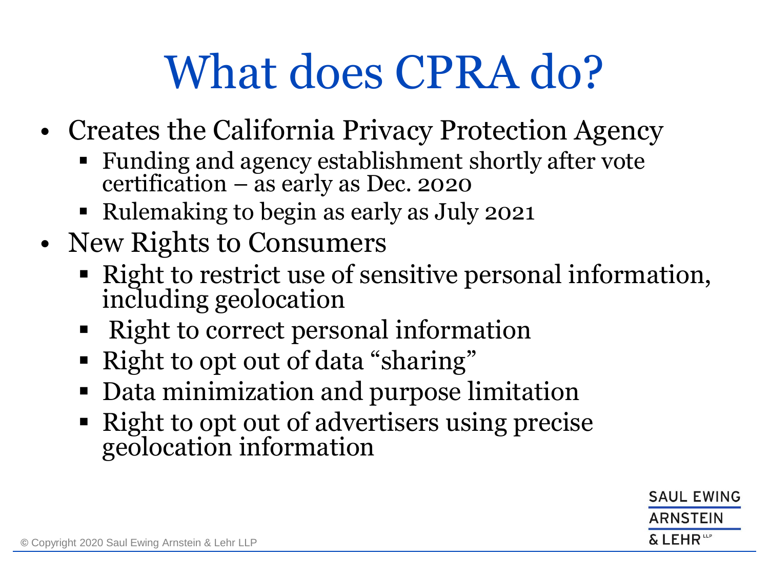# What does CPRA do?

- Creates the California Privacy Protection Agency
  - Funding and agency establishment shortly after vote certification – as early as Dec. 2020
  - Rulemaking to begin as early as July 2021
- New Rights to Consumers
  - Right to restrict use of sensitive personal information, including geolocation
  - Right to correct personal information
  - Right to opt out of data "sharing"
  - Data minimization and purpose limitation
  - Right to opt out of advertisers using precise geolocation information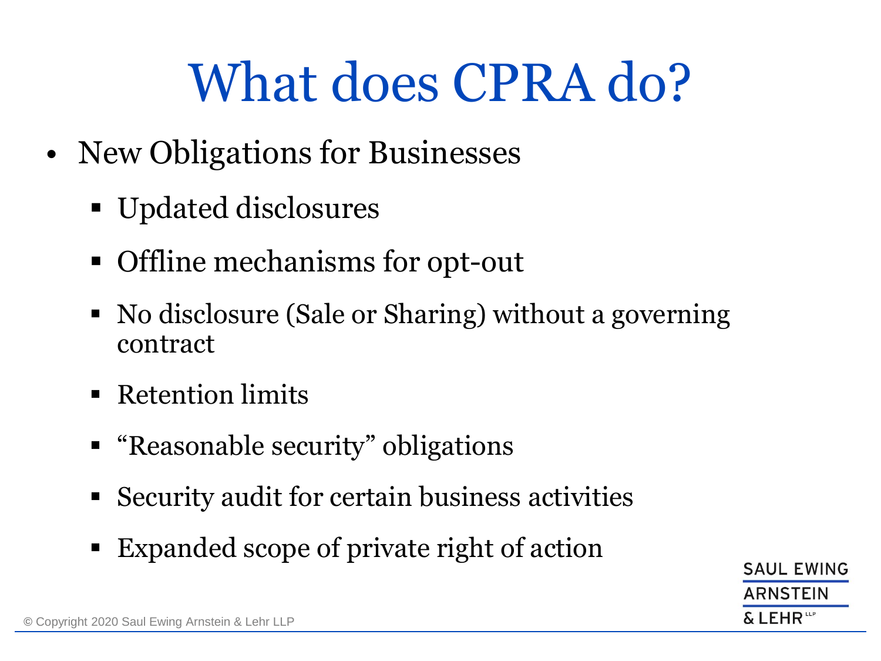# What does CPRA do?

- New Obligations for Businesses
  - Updated disclosures
  - Offline mechanisms for opt-out
  - No disclosure (Sale or Sharing) without a governing contract
  - Retention limits
  - "Reasonable security" obligations
  - Security audit for certain business activities
  - Expanded scope of private right of action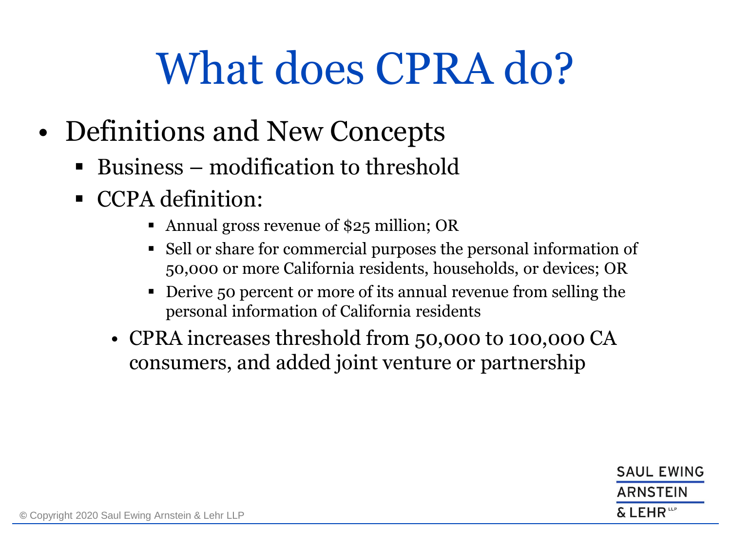# What does CPRA do?

- Definitions and New Concepts
  - Business – modification to threshold
  - CCPA definition:
    - Annual gross revenue of $25 million; OR
    - Sell or share for commercial purposes the personal information of 50,000 or more California residents, households, or devices; OR
    - Derive 50 percent or more of its annual revenue from selling the personal information of California residents
  - CPRA increases threshold from 50,000 to 100,000 CA consumers, and added joint venture or partnership

© Copyright 2020 Saul Ewing Arnstein & Lehr LLP

SAUL EWING ARNSTEIN & LEHR LLP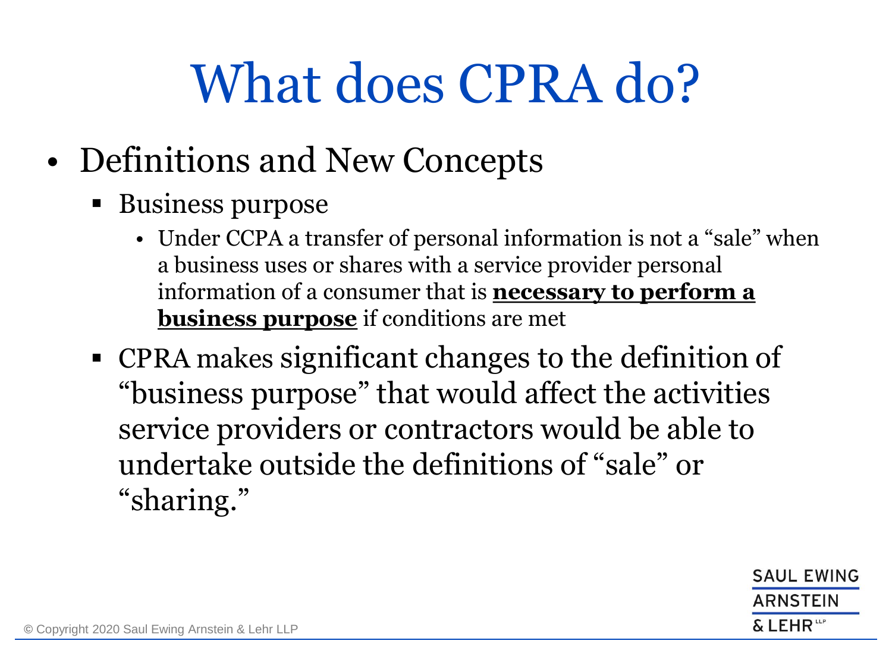# What does CPRA do?

- Definitions and New Concepts
  - Business purpose
    - Under CCPA a transfer of personal information is not a "sale" when a business uses or shares with a service provider personal information of a consumer that is **<u>necessary to perform a business purpose</u>** if conditions are met
  - CPRA makes significant changes to the definition of "business purpose" that would affect the activities service providers or contractors would be able to undertake outside the definitions of "sale" or "sharing."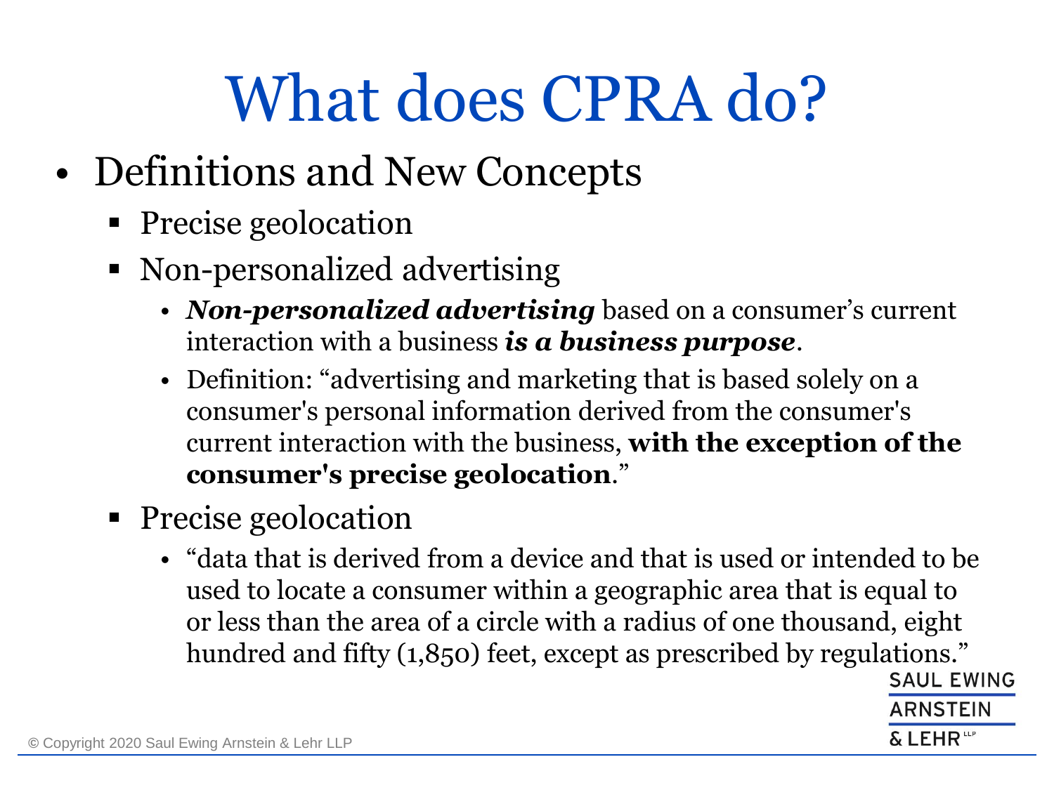# What does CPRA do?

- Definitions and New Concepts
  - Precise geolocation
  - Non-personalized advertising
    - ***Non-personalized advertising*** based on a consumer's current interaction with a business ***is a business purpose***.
    - Definition: "advertising and marketing that is based solely on a consumer's personal information derived from the consumer's current interaction with the business, **with the exception of the consumer's precise geolocation**."
  - Precise geolocation
    - "data that is derived from a device and that is used or intended to be used to locate a consumer within a geographic area that is equal to or less than the area of a circle with a radius of one thousand, eight hundred and fifty (1,850) feet, except as prescribed by regulations."

© Copyright 2020 Saul Ewing Arnstein & Lehr LLP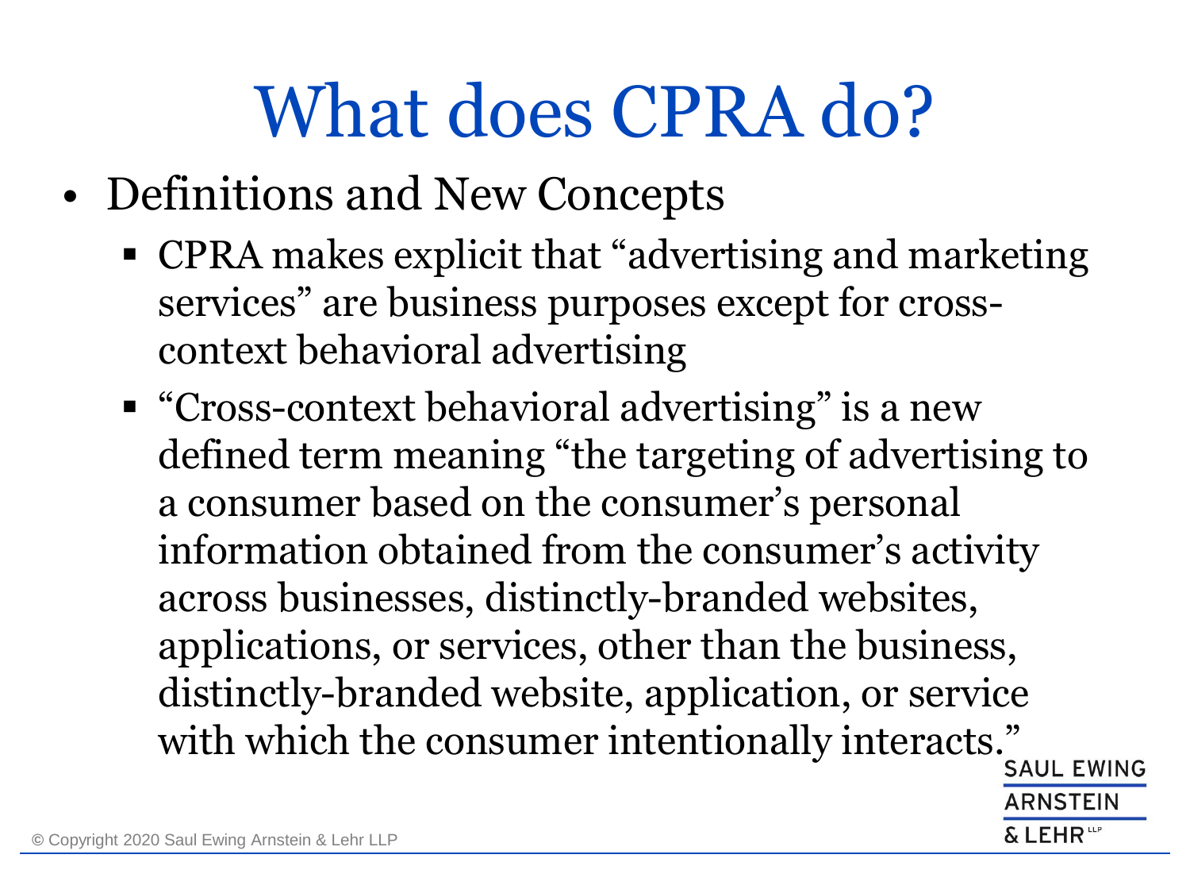# What does CPRA do?

- Definitions and New Concepts
  - CPRA makes explicit that “advertising and marketing services” are business purposes except for cross-context behavioral advertising
  - “Cross-context behavioral advertising” is a new defined term meaning “the targeting of advertising to a consumer based on the consumer’s personal information obtained from the consumer’s activity across businesses, distinctly-branded websites, applications, or services, other than the business, distinctly-branded website, application, or service with which the consumer intentionally interacts.”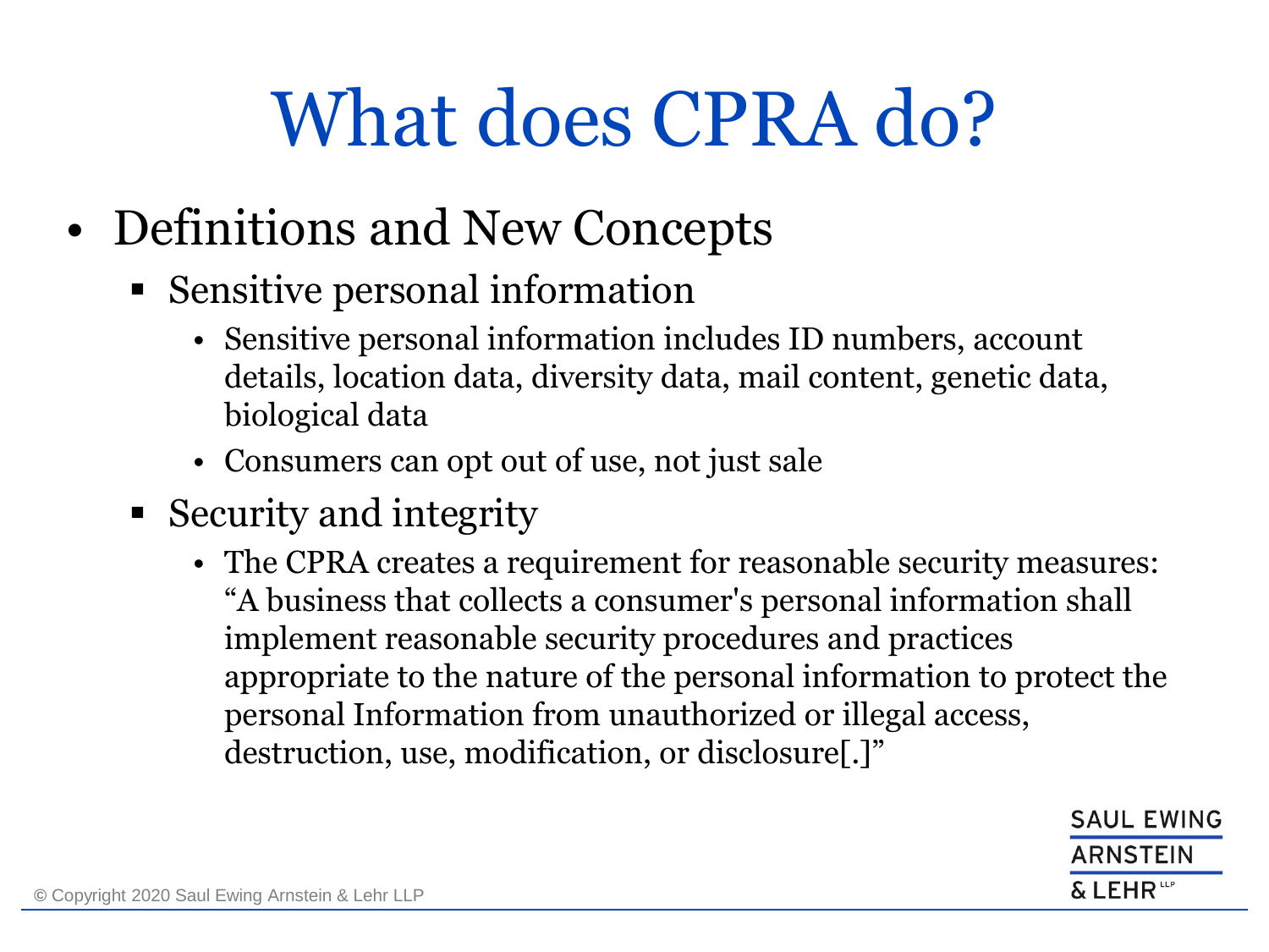# What does CPRA do?

- Definitions and New Concepts
  - Sensitive personal information
    - Sensitive personal information includes ID numbers, account details, location data, diversity data, mail content, genetic data, biological data
    - Consumers can opt out of use, not just sale
  - Security and integrity
    - The CPRA creates a requirement for reasonable security measures: "A business that collects a consumer's personal information shall implement reasonable security procedures and practices appropriate to the nature of the personal information to protect the personal Information from unauthorized or illegal access, destruction, use, modification, or disclosure[.]"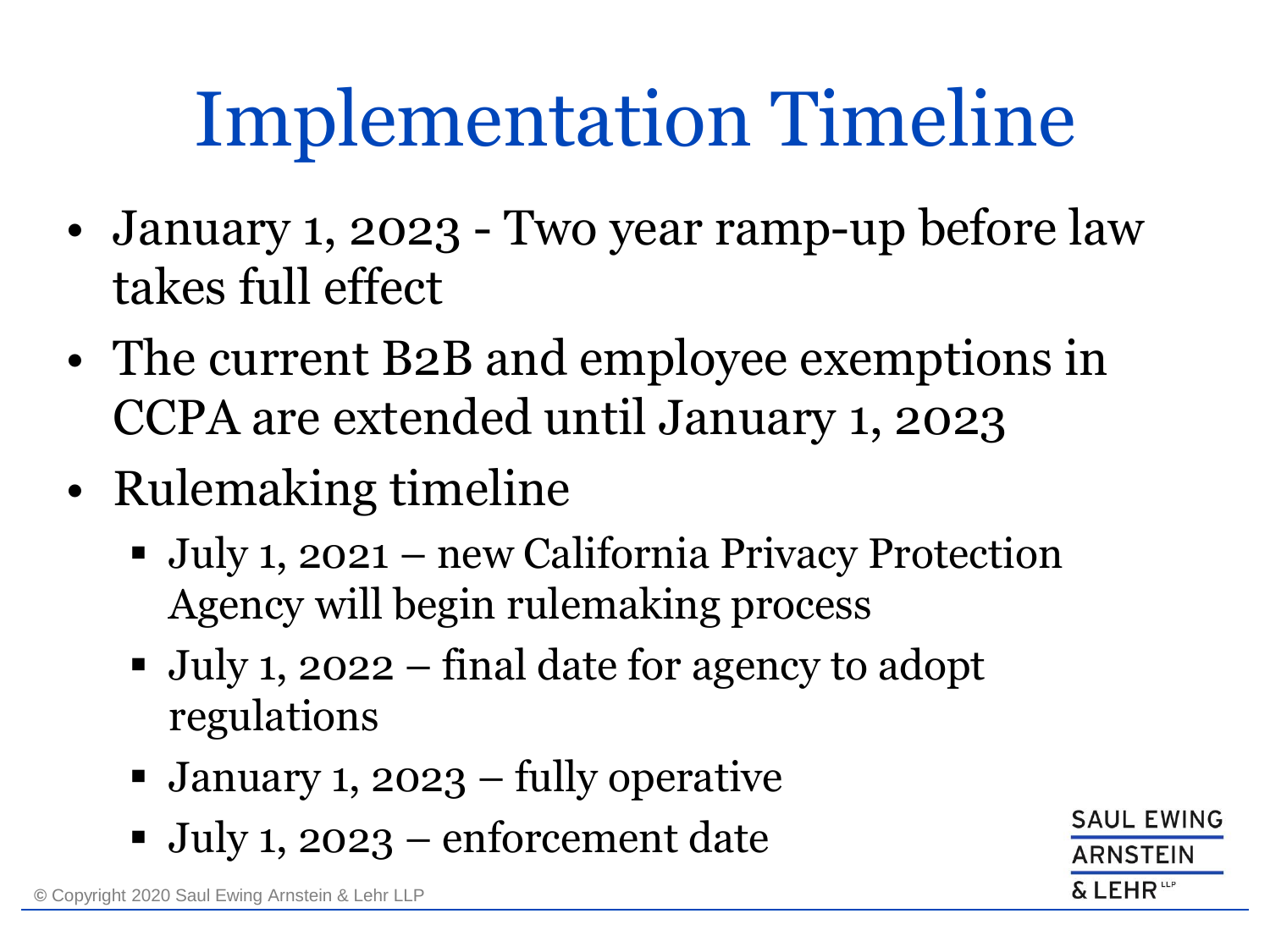# Implementation Timeline

- January 1, 2023 - Two year ramp-up before law takes full effect
- The current B2B and employee exemptions in CCPA are extended until January 1, 2023
- Rulemaking timeline
  - July 1, 2021 – new California Privacy Protection Agency will begin rulemaking process
  - July 1, 2022 – final date for agency to adopt regulations
  - January 1, 2023 – fully operative
  - July 1, 2023 – enforcement date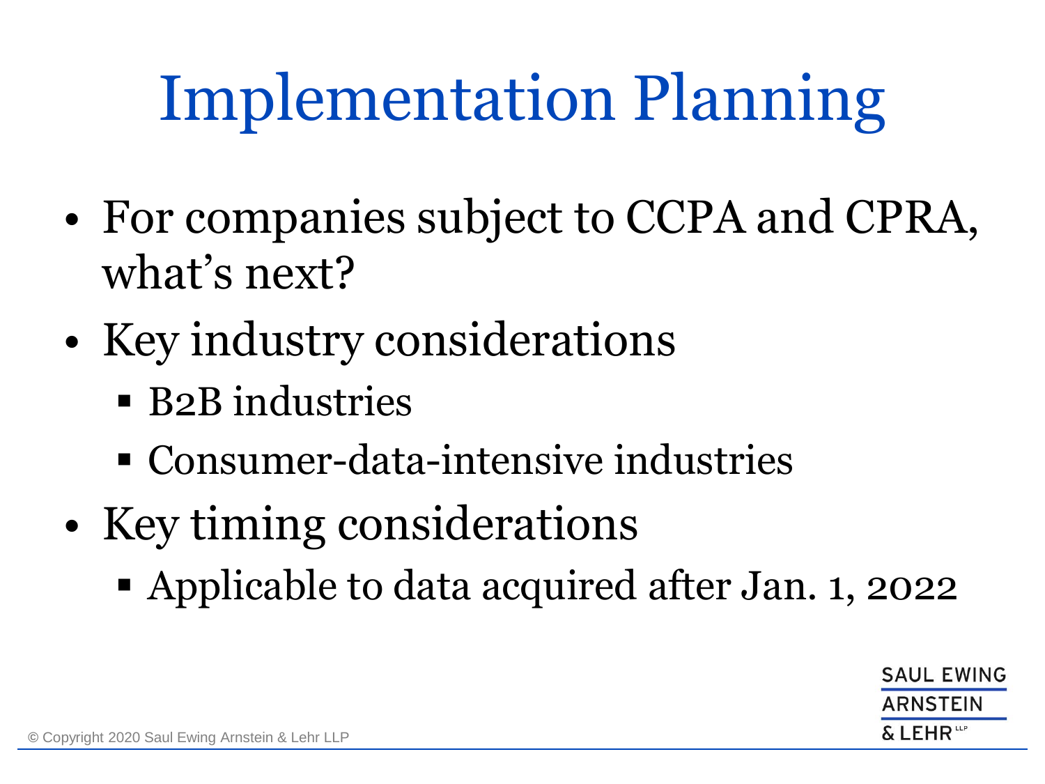# Implementation Planning

- For companies subject to CCPA and CPRA, what's next?
- Key industry considerations
  - B2B industries
  - Consumer-data-intensive industries
- Key timing considerations
  - Applicable to data acquired after Jan. 1, 2022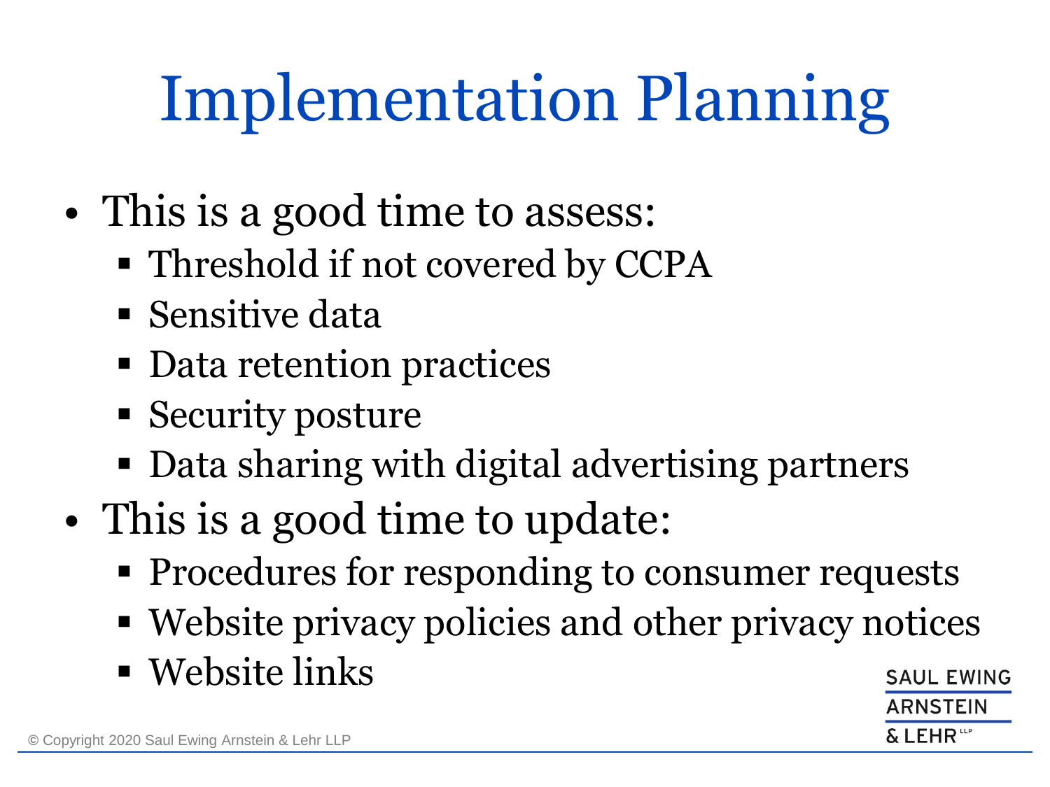# Implementation Planning

- This is a good time to assess:
  - Threshold if not covered by CCPA
  - Sensitive data
  - Data retention practices
  - Security posture
  - Data sharing with digital advertising partners
- This is a good time to update:
  - Procedures for responding to consumer requests
  - Website privacy policies and other privacy notices
  - Website links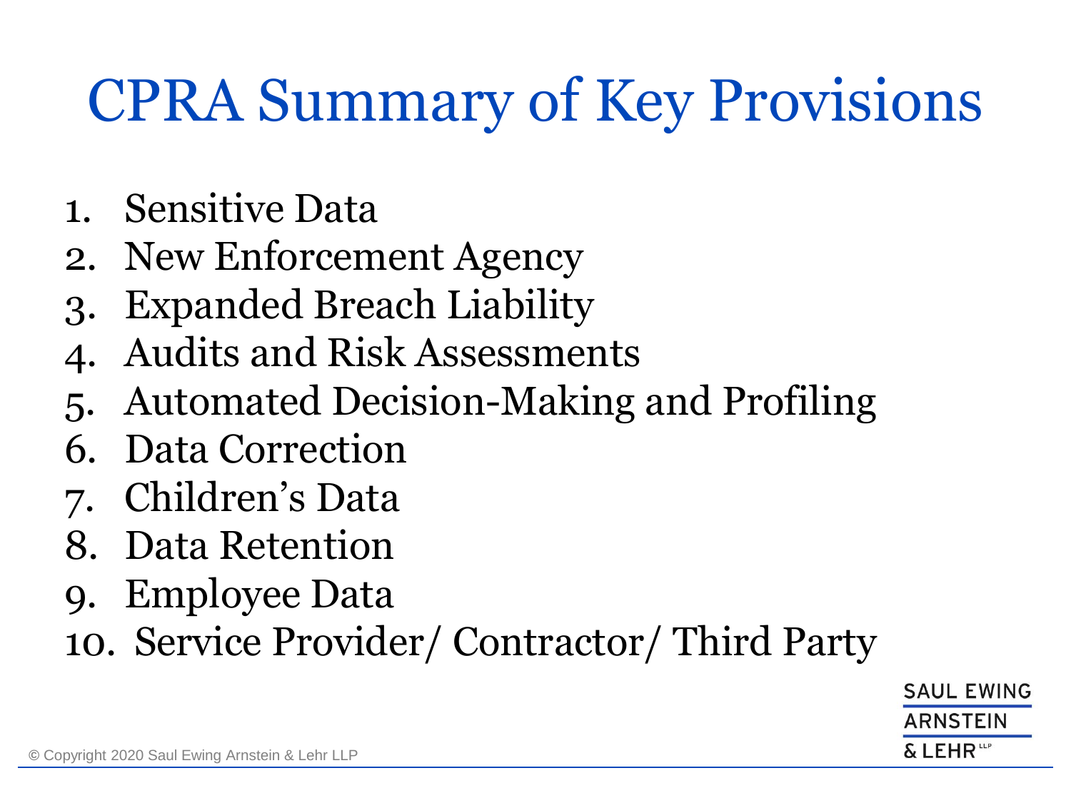# CPRA Summary of Key Provisions

1. Sensitive Data
2. New Enforcement Agency
3. Expanded Breach Liability
4. Audits and Risk Assessments
5. Automated Decision-Making and Profiling
6. Data Correction
7. Children's Data
8. Data Retention
9. Employee Data
10. Service Provider/ Contractor/ Third Party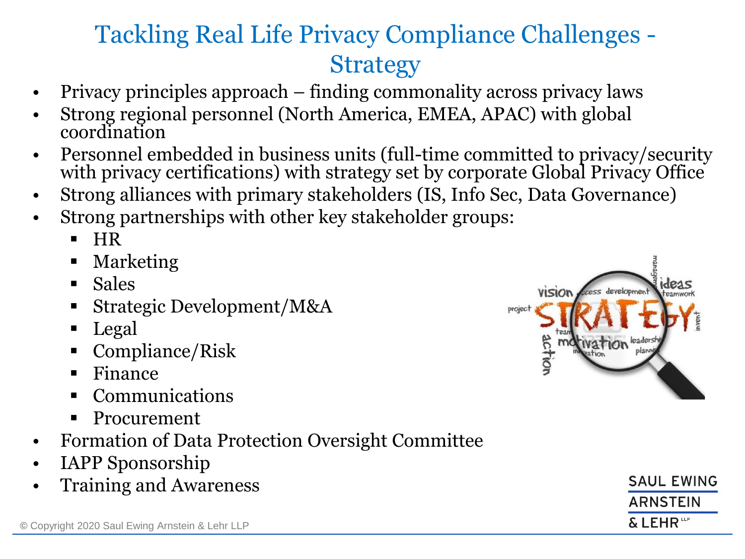# Tackling Real Life Privacy Compliance Challenges - Strategy

- Privacy principles approach – finding commonality across privacy laws
- Strong regional personnel (North America, EMEA, APAC) with global coordination
- Personnel embedded in business units (full-time committed to privacy/security with privacy certifications) with strategy set by corporate Global Privacy Office
- Strong alliances with primary stakeholders (IS, Info Sec, Data Governance)
- Strong partnerships with other key stakeholder groups:
  - HR
  - Marketing
  - Sales
  - Strategic Development/M&A
  - Legal
  - Compliance/Risk
  - Finance
  - Communications
  - Procurement
- Formation of Data Protection Oversight Committee
- IAPP Sponsorship
- Training and Awareness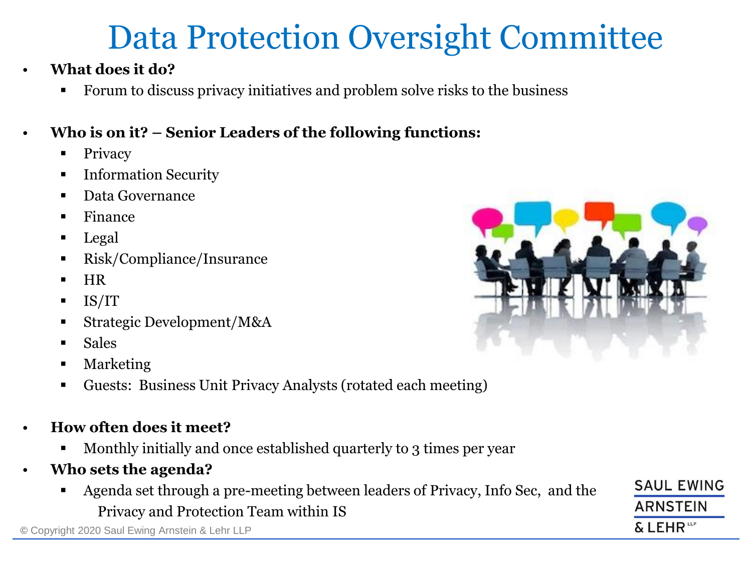# Data Protection Oversight Committee

- **What does it do?**
  - Forum to discuss privacy initiatives and problem solve risks to the business

- **Who is on it? – Senior Leaders of the following functions:**
  - Privacy
  - Information Security
  - Data Governance
  - Finance
  - Legal
  - Risk/Compliance/Insurance
  - HR
  - IS/IT
  - Strategic Development/M&A
  - Sales
  - Marketing
  - Guests: Business Unit Privacy Analysts (rotated each meeting)

- **How often does it meet?**
  - Monthly initially and once established quarterly to 3 times per year
- **Who sets the agenda?**
  - Agenda set through a pre-meeting between leaders of Privacy, Info Sec, and the Privacy and Protection Team within IS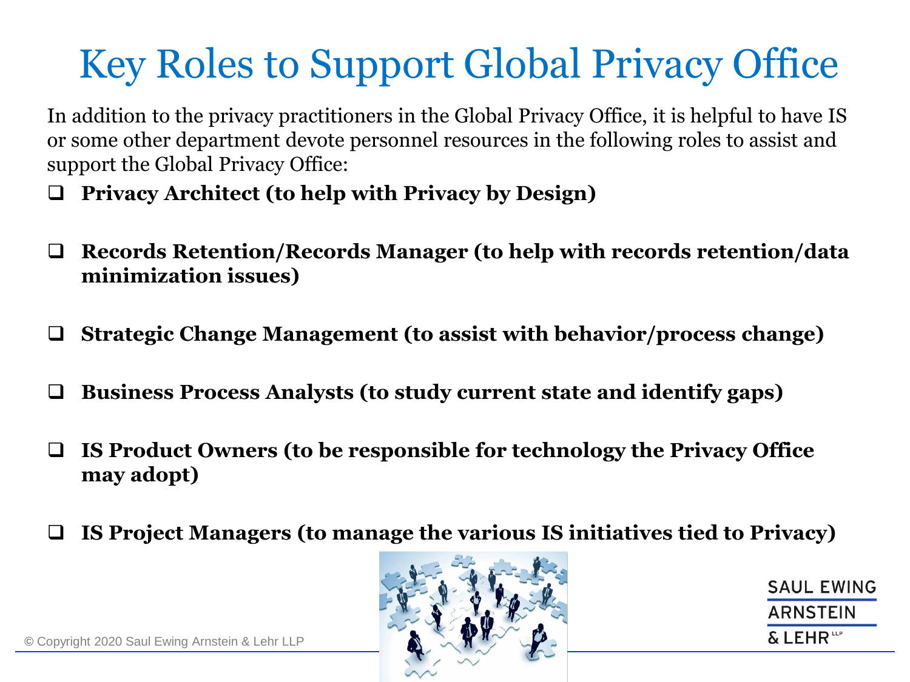# Key Roles to Support Global Privacy Office

In addition to the privacy practitioners in the Global Privacy Office, it is helpful to have IS or some other department devote personnel resources in the following roles to assist and support the Global Privacy Office:

- **Privacy Architect (to help with Privacy by Design)**
- **Records Retention/Records Manager (to help with records retention/data minimization issues)**
- **Strategic Change Management (to assist with behavior/process change)**
- **Business Process Analysts (to study current state and identify gaps)**
- **IS Product Owners (to be responsible for technology the Privacy Office may adopt)**
- **IS Project Managers (to manage the various IS initiatives tied to Privacy)**

© Copyright 2020 Saul Ewing Arnstein & Lehr LLP

SAUL EWING ARNSTEIN & LEHR LLP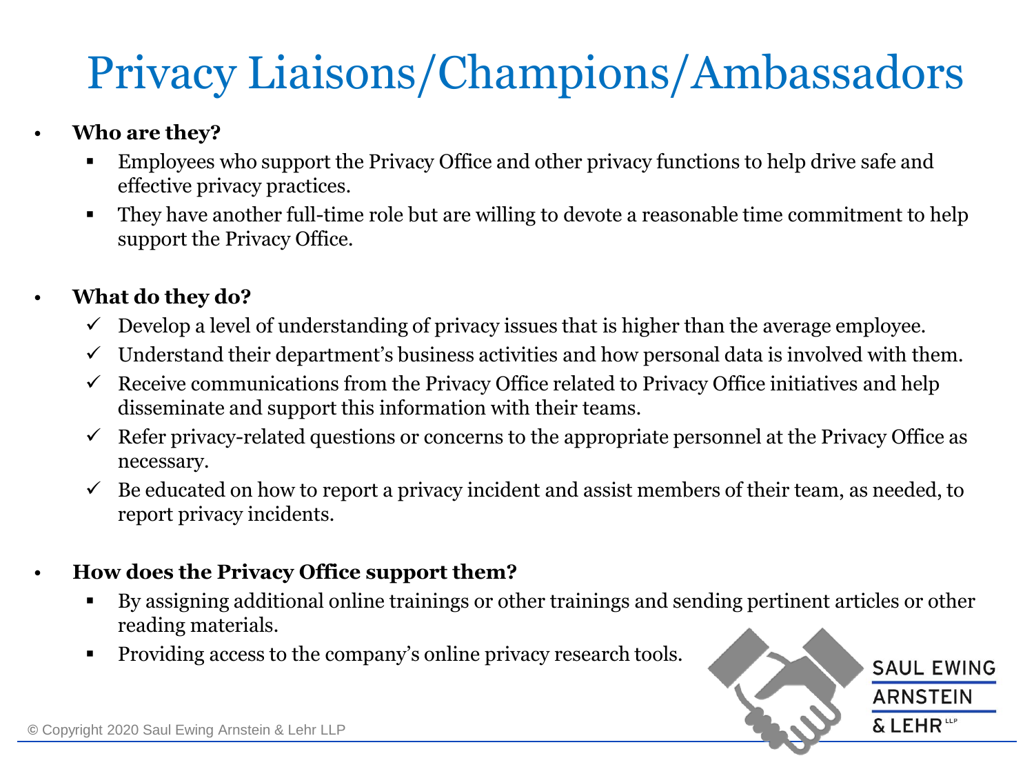# Privacy Liaisons/Champions/Ambassadors

- **Who are they?**
  - Employees who support the Privacy Office and other privacy functions to help drive safe and effective privacy practices.
  - They have another full-time role but are willing to devote a reasonable time commitment to help support the Privacy Office.

- **What do they do?**
  - ✓ Develop a level of understanding of privacy issues that is higher than the average employee.
  - ✓ Understand their department's business activities and how personal data is involved with them.
  - ✓ Receive communications from the Privacy Office related to Privacy Office initiatives and help disseminate and support this information with their teams.
  - ✓ Refer privacy-related questions or concerns to the appropriate personnel at the Privacy Office as necessary.
  - ✓ Be educated on how to report a privacy incident and assist members of their team, as needed, to report privacy incidents.

- **How does the Privacy Office support them?**
  - By assigning additional online trainings or other trainings and sending pertinent articles or other reading materials.
  - Providing access to the company's online privacy research tools.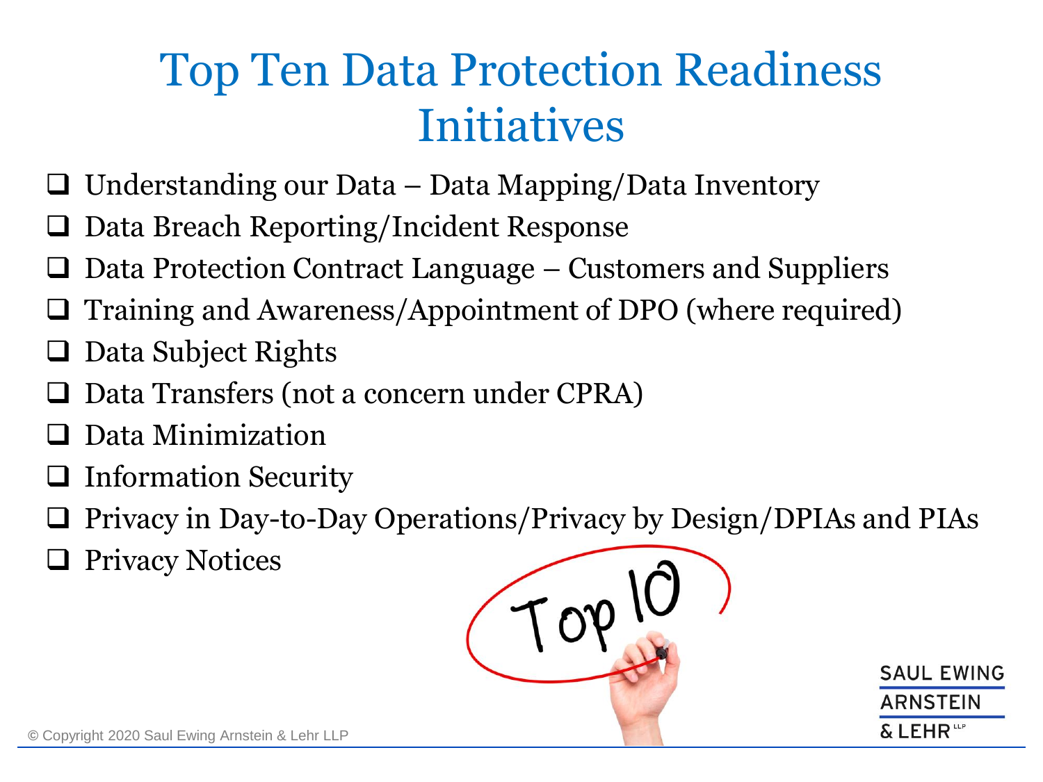# Top Ten Data Protection Readiness Initiatives

- Understanding our Data – Data Mapping/Data Inventory
- Data Breach Reporting/Incident Response
- Data Protection Contract Language – Customers and Suppliers
- Training and Awareness/Appointment of DPO (where required)
- Data Subject Rights
- Data Transfers (not a concern under CPRA)
- Data Minimization
- Information Security
- Privacy in Day-to-Day Operations/Privacy by Design/DPIAs and PIAs
- Privacy Notices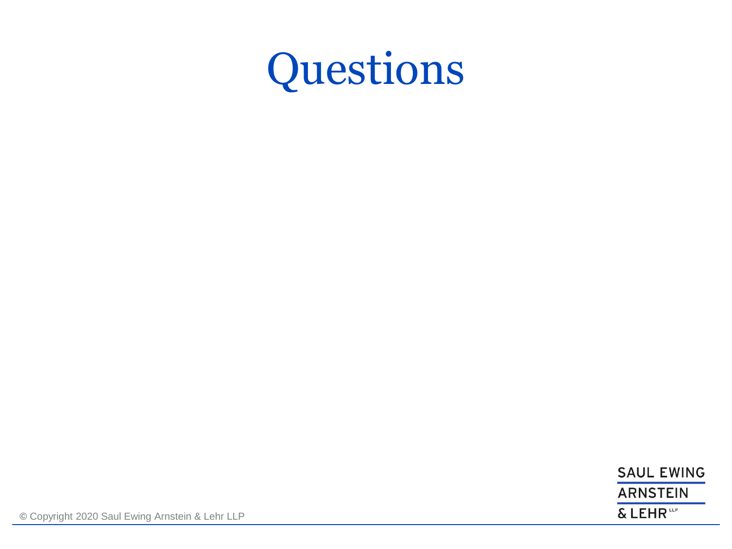# Questions